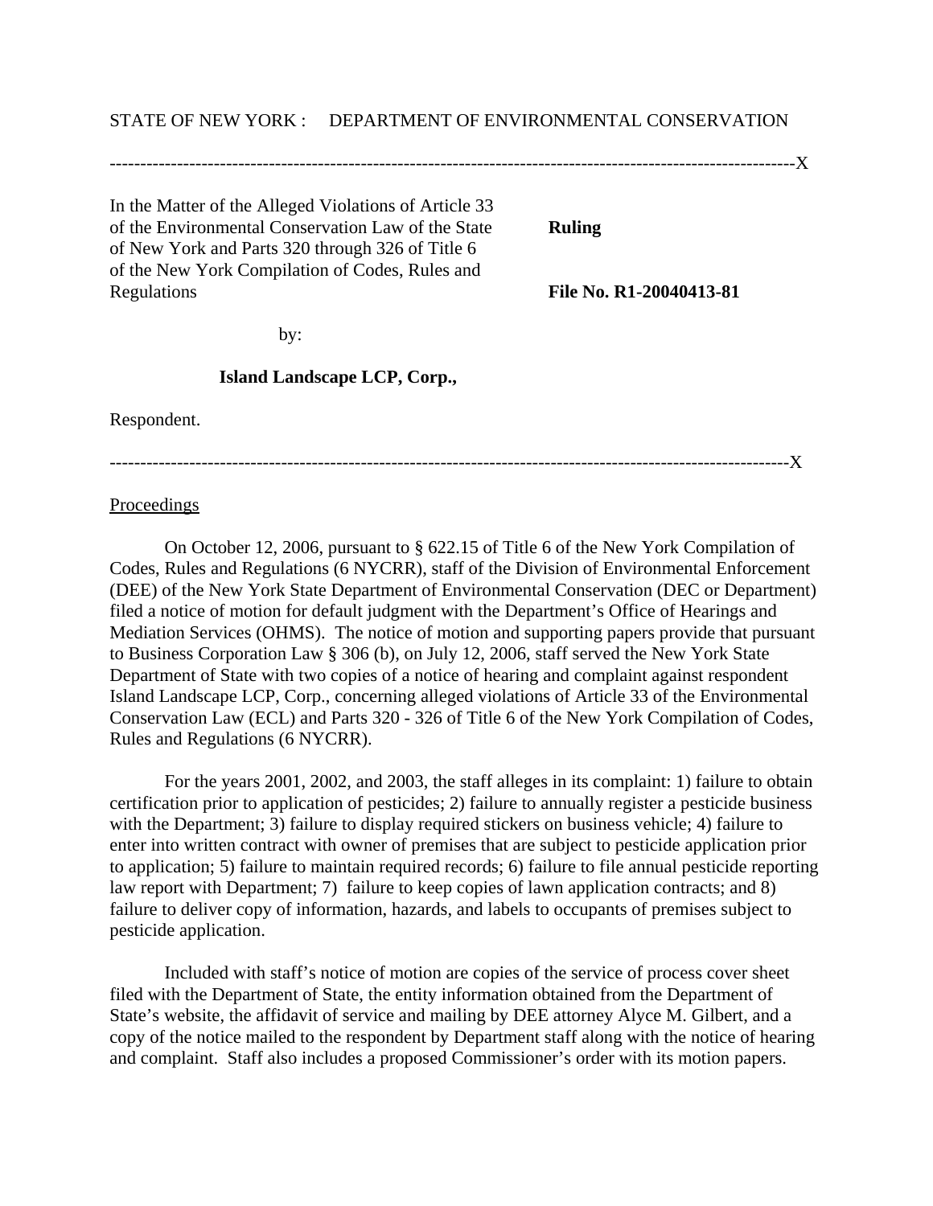STATE OF NEW YORK : DEPARTMENT OF ENVIRONMENTAL CONSERVATION

---

In the Matter of the Alleged Violations of Article 33 of the Environmental Conservation Law of the State of New York and Parts 320 through 326 of Title 6 of the New York Compilation of Codes, Rules and Regulations

by:

**Island Landscape LCP, Corp.,**

Respondent.

**Ruling**

**File No. R1-20040413-81**

---

<u>Proceedings</u>

On October 12, 2006, pursuant to § 622.15 of Title 6 of the New York Compilation of Codes, Rules and Regulations (6 NYCRR), staff of the Division of Environmental Enforcement (DEE) of the New York State Department of Environmental Conservation (DEC or Department) filed a notice of motion for default judgment with the Department's Office of Hearings and Mediation Services (OHMS). The notice of motion and supporting papers provide that pursuant to Business Corporation Law § 306 (b), on July 12, 2006, staff served the New York State Department of State with two copies of a notice of hearing and complaint against respondent Island Landscape LCP, Corp., concerning alleged violations of Article 33 of the Environmental Conservation Law (ECL) and Parts 320 - 326 of Title 6 of the New York Compilation of Codes, Rules and Regulations (6 NYCRR).

For the years 2001, 2002, and 2003, the staff alleges in its complaint: 1) failure to obtain certification prior to application of pesticides; 2) failure to annually register a pesticide business with the Department; 3) failure to display required stickers on business vehicle; 4) failure to enter into written contract with owner of premises that are subject to pesticide application prior to application; 5) failure to maintain required records; 6) failure to file annual pesticide reporting law report with Department; 7) failure to keep copies of lawn application contracts; and 8) failure to deliver copy of information, hazards, and labels to occupants of premises subject to pesticide application.

Included with staff's notice of motion are copies of the service of process cover sheet filed with the Department of State, the entity information obtained from the Department of State's website, the affidavit of service and mailing by DEE attorney Alyce M. Gilbert, and a copy of the notice mailed to the respondent by Department staff along with the notice of hearing and complaint. Staff also includes a proposed Commissioner's order with its motion papers.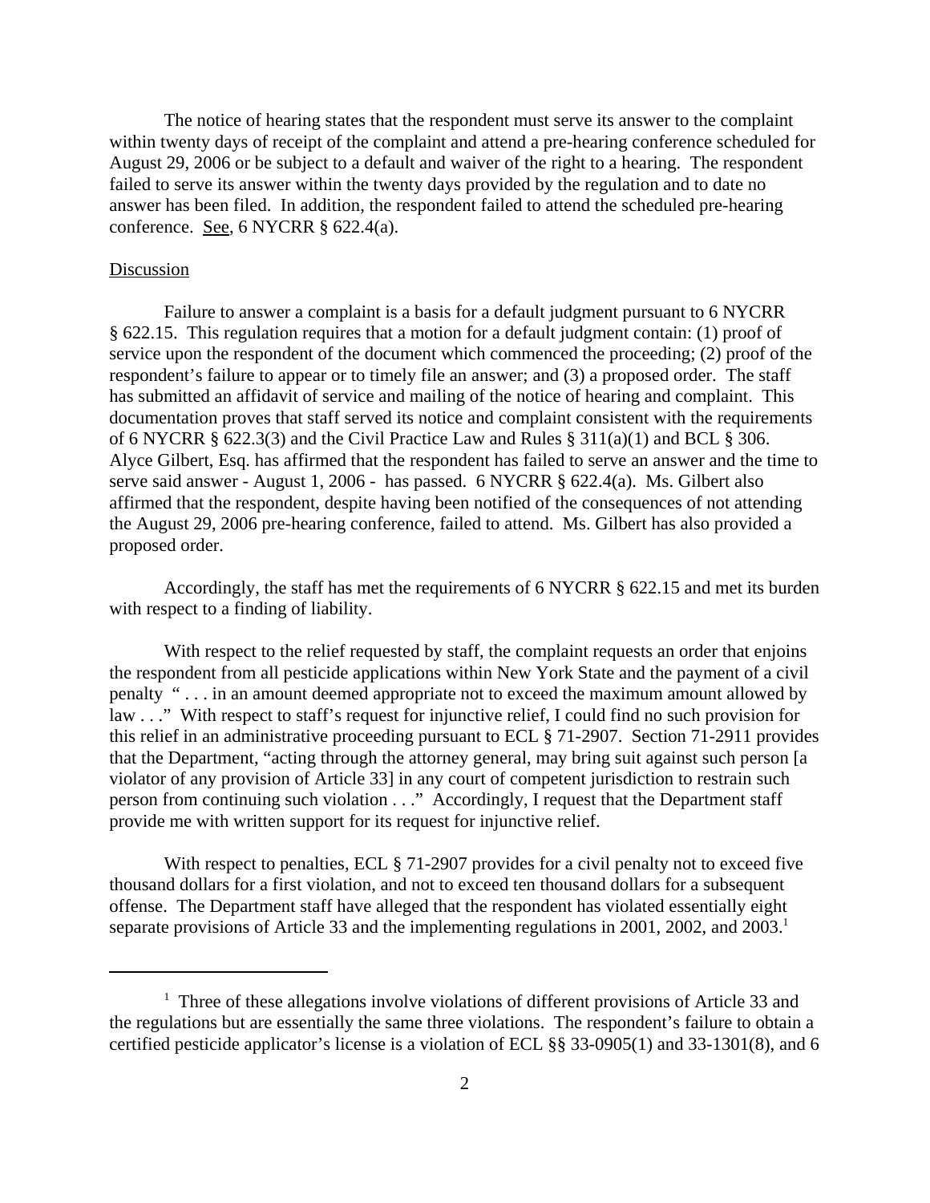The notice of hearing states that the respondent must serve its answer to the complaint within twenty days of receipt of the complaint and attend a pre-hearing conference scheduled for August 29, 2006 or be subject to a default and waiver of the right to a hearing. The respondent failed to serve its answer within the twenty days provided by the regulation and to date no answer has been filed. In addition, the respondent failed to attend the scheduled pre-hearing conference. See, 6 NYCRR § 622.4(a).

Discussion

Failure to answer a complaint is a basis for a default judgment pursuant to 6 NYCRR § 622.15. This regulation requires that a motion for a default judgment contain: (1) proof of service upon the respondent of the document which commenced the proceeding; (2) proof of the respondent's failure to appear or to timely file an answer; and (3) a proposed order. The staff has submitted an affidavit of service and mailing of the notice of hearing and complaint. This documentation proves that staff served its notice and complaint consistent with the requirements of 6 NYCRR § 622.3(3) and the Civil Practice Law and Rules § 311(a)(1) and BCL § 306. Alyce Gilbert, Esq. has affirmed that the respondent has failed to serve an answer and the time to serve said answer - August 1, 2006 - has passed. 6 NYCRR § 622.4(a). Ms. Gilbert also affirmed that the respondent, despite having been notified of the consequences of not attending the August 29, 2006 pre-hearing conference, failed to attend. Ms. Gilbert has also provided a proposed order.

Accordingly, the staff has met the requirements of 6 NYCRR § 622.15 and met its burden with respect to a finding of liability.

With respect to the relief requested by staff, the complaint requests an order that enjoins the respondent from all pesticide applications within New York State and the payment of a civil penalty " . . . in an amount deemed appropriate not to exceed the maximum amount allowed by law . . ." With respect to staff's request for injunctive relief, I could find no such provision for this relief in an administrative proceeding pursuant to ECL § 71-2907. Section 71-2911 provides that the Department, "acting through the attorney general, may bring suit against such person [a violator of any provision of Article 33] in any court of competent jurisdiction to restrain such person from continuing such violation . . ." Accordingly, I request that the Department staff provide me with written support for its request for injunctive relief.

With respect to penalties, ECL § 71-2907 provides for a civil penalty not to exceed five thousand dollars for a first violation, and not to exceed ten thousand dollars for a subsequent offense. The Department staff have alleged that the respondent has violated essentially eight separate provisions of Article 33 and the implementing regulations in 2001, 2002, and 2003.[1]

[1] Three of these allegations involve violations of different provisions of Article 33 and the regulations but are essentially the same three violations. The respondent's failure to obtain a certified pesticide applicator's license is a violation of ECL §§ 33-0905(1) and 33-1301(8), and 6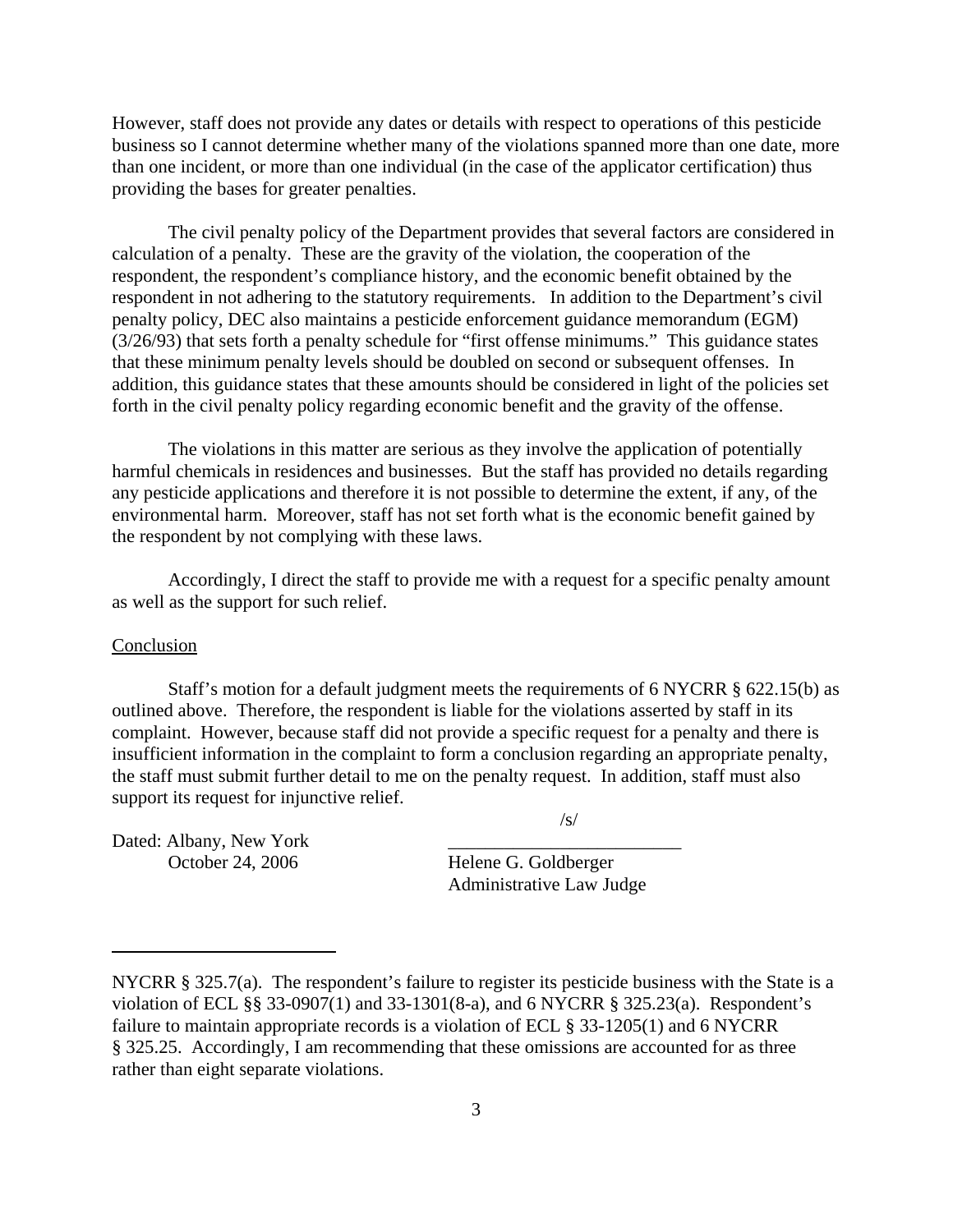However, staff does not provide any dates or details with respect to operations of this pesticide business so I cannot determine whether many of the violations spanned more than one date, more than one incident, or more than one individual (in the case of the applicator certification) thus providing the bases for greater penalties.

The civil penalty policy of the Department provides that several factors are considered in calculation of a penalty. These are the gravity of the violation, the cooperation of the respondent, the respondent's compliance history, and the economic benefit obtained by the respondent in not adhering to the statutory requirements. In addition to the Department's civil penalty policy, DEC also maintains a pesticide enforcement guidance memorandum (EGM) (3/26/93) that sets forth a penalty schedule for "first offense minimums." This guidance states that these minimum penalty levels should be doubled on second or subsequent offenses. In addition, this guidance states that these amounts should be considered in light of the policies set forth in the civil penalty policy regarding economic benefit and the gravity of the offense.

The violations in this matter are serious as they involve the application of potentially harmful chemicals in residences and businesses. But the staff has provided no details regarding any pesticide applications and therefore it is not possible to determine the extent, if any, of the environmental harm. Moreover, staff has not set forth what is the economic benefit gained by the respondent by not complying with these laws.

Accordingly, I direct the staff to provide me with a request for a specific penalty amount as well as the support for such relief.

Conclusion

Staff's motion for a default judgment meets the requirements of 6 NYCRR § 622.15(b) as outlined above. Therefore, the respondent is liable for the violations asserted by staff in its complaint. However, because staff did not provide a specific request for a penalty and there is insufficient information in the complaint to form a conclusion regarding an appropriate penalty, the staff must submit further detail to me on the penalty request. In addition, staff must also support its request for injunctive relief.

/s/

Dated: Albany, New York
October 24, 2006

Helene G. Goldberger
Administrative Law Judge

---

NYCRR § 325.7(a). The respondent's failure to register its pesticide business with the State is a violation of ECL §§ 33-0907(1) and 33-1301(8-a), and 6 NYCRR § 325.23(a). Respondent's failure to maintain appropriate records is a violation of ECL § 33-1205(1) and 6 NYCRR § 325.25. Accordingly, I am recommending that these omissions are accounted for as three rather than eight separate violations.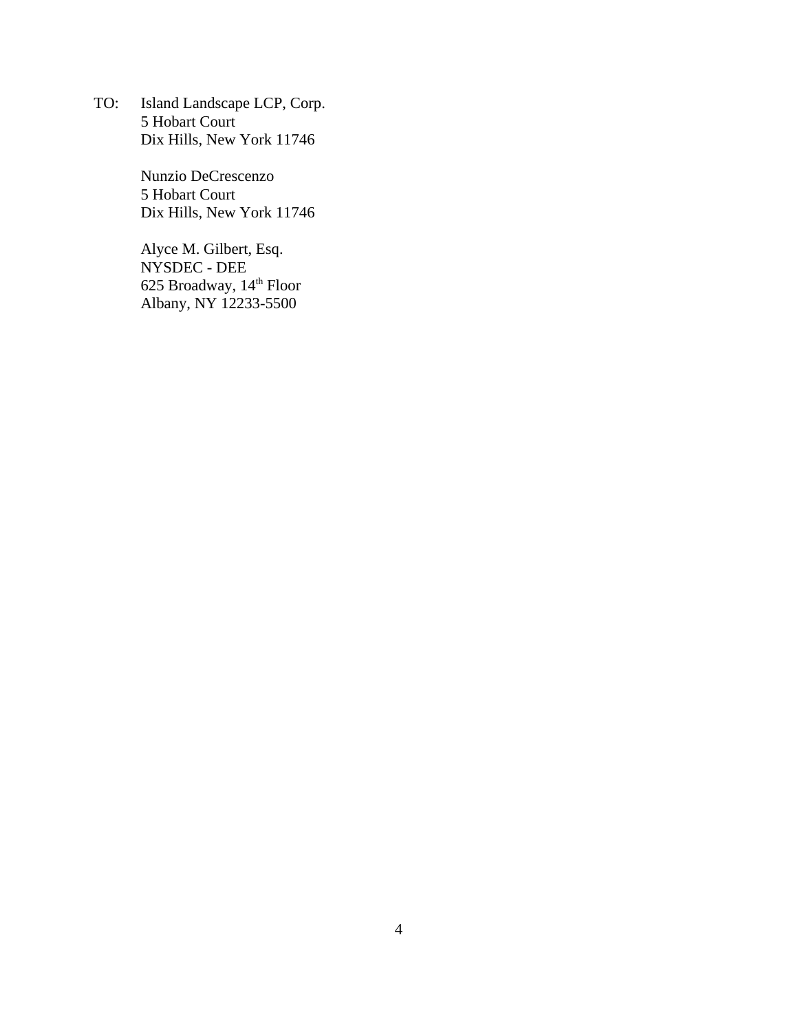TO: Island Landscape LCP, Corp.
5 Hobart Court
Dix Hills, New York 11746

Nunzio DeCrescenzo
5 Hobart Court
Dix Hills, New York 11746

Alyce M. Gilbert, Esq.
NYSDEC - DEE
625 Broadway, 14th Floor
Albany, NY 12233-5500